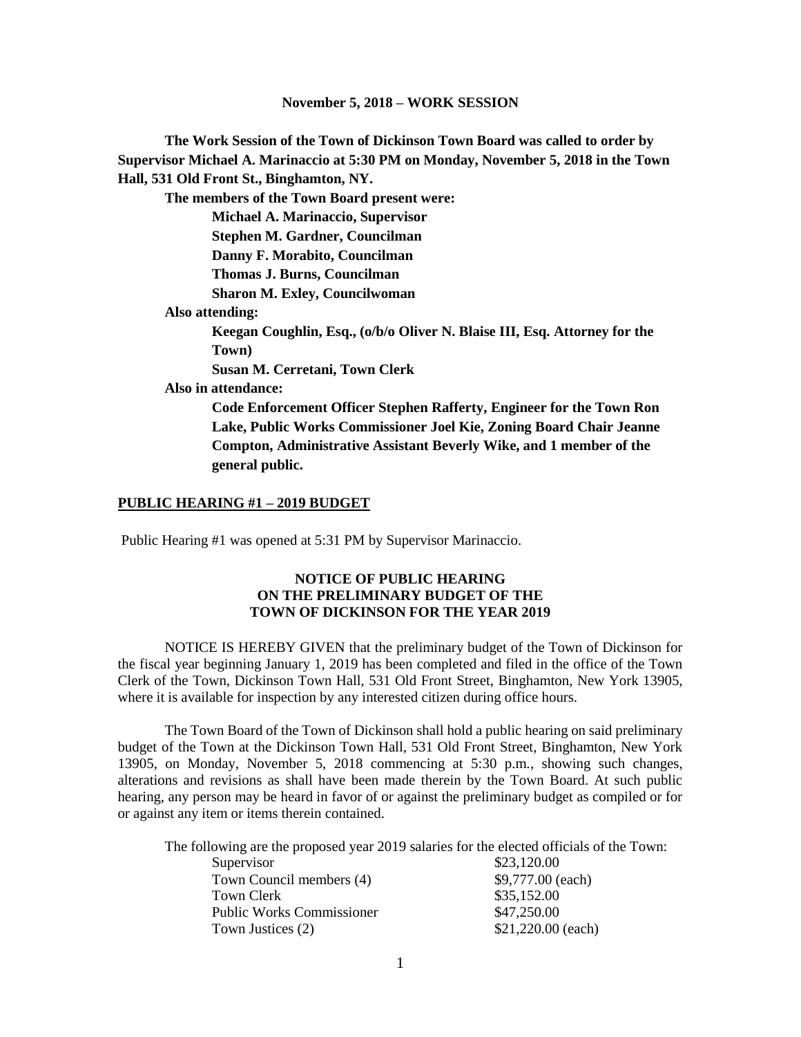**November 5, 2018 – WORK SESSION**

**The Work Session of the Town of Dickinson Town Board was called to order by Supervisor Michael A. Marinaccio at 5:30 PM on Monday, November 5, 2018 in the Town Hall, 531 Old Front St., Binghamton, NY.**

**The members of the Town Board present were:**

**Michael A. Marinaccio, Supervisor**
**Stephen M. Gardner, Councilman**
**Danny F. Morabito, Councilman**
**Thomas J. Burns, Councilman**
**Sharon M. Exley, Councilwoman**

**Also attending:**

**Keegan Coughlin, Esq., (o/b/o Oliver N. Blaise III, Esq. Attorney for the Town)**
**Susan M. Cerretani, Town Clerk**

**Also in attendance:**

**Code Enforcement Officer Stephen Rafferty, Engineer for the Town Ron Lake, Public Works Commissioner Joel Kie, Zoning Board Chair Jeanne Compton, Administrative Assistant Beverly Wike, and 1 member of the general public.**

**PUBLIC HEARING #1 – 2019 BUDGET**

Public Hearing #1 was opened at 5:31 PM by Supervisor Marinaccio.

**NOTICE OF PUBLIC HEARING ON THE PRELIMINARY BUDGET OF THE TOWN OF DICKINSON FOR THE YEAR 2019**

NOTICE IS HEREBY GIVEN that the preliminary budget of the Town of Dickinson for the fiscal year beginning January 1, 2019 has been completed and filed in the office of the Town Clerk of the Town, Dickinson Town Hall, 531 Old Front Street, Binghamton, New York 13905, where it is available for inspection by any interested citizen during office hours.

The Town Board of the Town of Dickinson shall hold a public hearing on said preliminary budget of the Town at the Dickinson Town Hall, 531 Old Front Street, Binghamton, New York 13905, on Monday, November 5, 2018 commencing at 5:30 p.m., showing such changes, alterations and revisions as shall have been made therein by the Town Board. At such public hearing, any person may be heard in favor of or against the preliminary budget as compiled or for or against any item or items therein contained.

The following are the proposed year 2019 salaries for the elected officials of the Town:

| | |
|---|---|
| Supervisor | $23,120.00 |
| Town Council members (4) | $9,777.00 (each) |
| Town Clerk | $35,152.00 |
| Public Works Commissioner | $47,250.00 |
| Town Justices (2) | $21,220.00 (each) |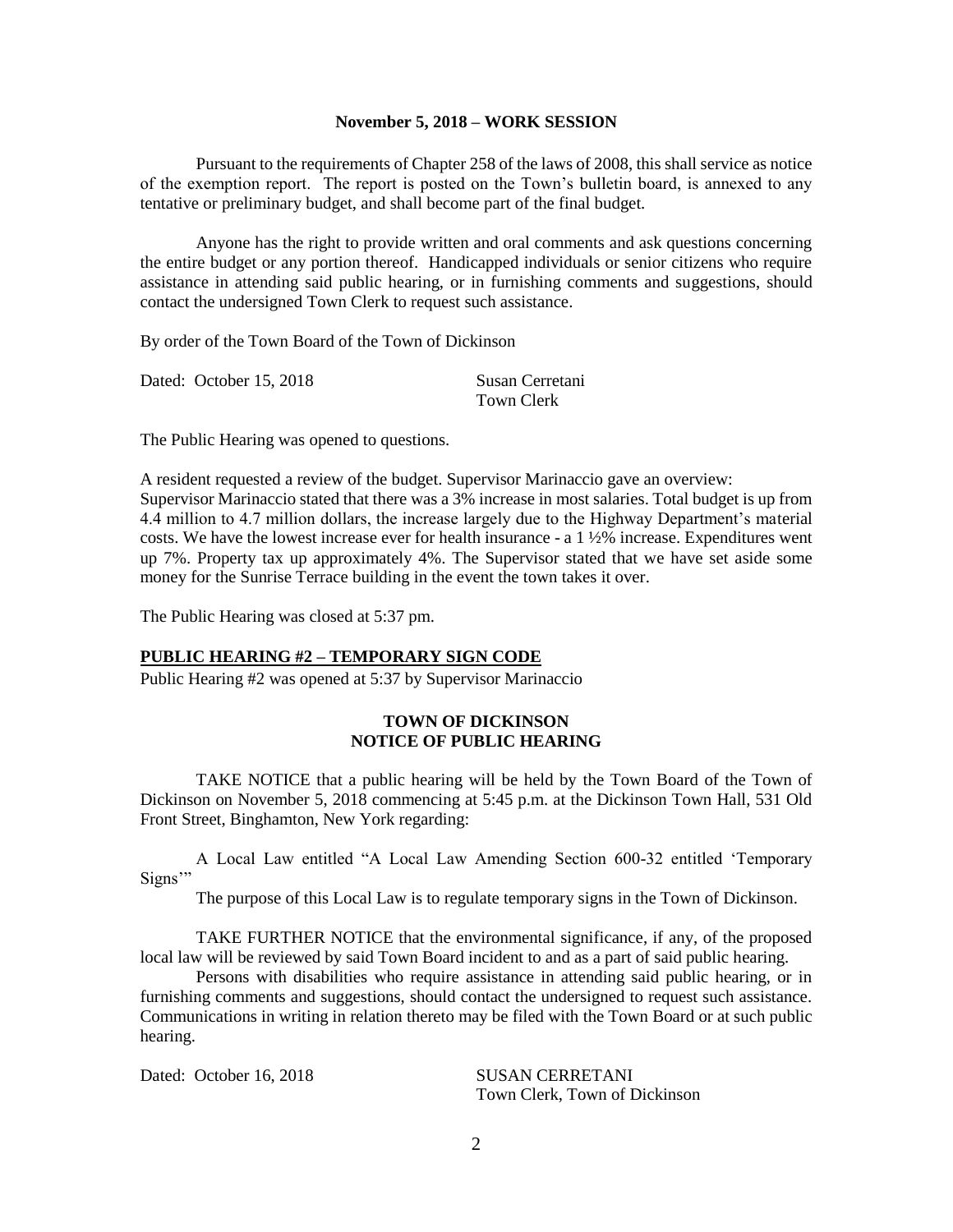**November 5, 2018 – WORK SESSION**

Pursuant to the requirements of Chapter 258 of the laws of 2008, this shall service as notice of the exemption report. The report is posted on the Town's bulletin board, is annexed to any tentative or preliminary budget, and shall become part of the final budget.

Anyone has the right to provide written and oral comments and ask questions concerning the entire budget or any portion thereof. Handicapped individuals or senior citizens who require assistance in attending said public hearing, or in furnishing comments and suggestions, should contact the undersigned Town Clerk to request such assistance.

By order of the Town Board of the Town of Dickinson

Dated: October 15, 2018 Susan Cerretani
Town Clerk

The Public Hearing was opened to questions.

A resident requested a review of the budget. Supervisor Marinaccio gave an overview:
Supervisor Marinaccio stated that there was a 3% increase in most salaries. Total budget is up from 4.4 million to 4.7 million dollars, the increase largely due to the Highway Department's material costs. We have the lowest increase ever for health insurance - a 1 ½% increase. Expenditures went up 7%. Property tax up approximately 4%. The Supervisor stated that we have set aside some money for the Sunrise Terrace building in the event the town takes it over.

The Public Hearing was closed at 5:37 pm.

**PUBLIC HEARING #2 – TEMPORARY SIGN CODE**

Public Hearing #2 was opened at 5:37 by Supervisor Marinaccio

**TOWN OF DICKINSON**
**NOTICE OF PUBLIC HEARING**

TAKE NOTICE that a public hearing will be held by the Town Board of the Town of Dickinson on November 5, 2018 commencing at 5:45 p.m. at the Dickinson Town Hall, 531 Old Front Street, Binghamton, New York regarding:

A Local Law entitled "A Local Law Amending Section 600-32 entitled 'Temporary Signs'"

The purpose of this Local Law is to regulate temporary signs in the Town of Dickinson.

TAKE FURTHER NOTICE that the environmental significance, if any, of the proposed local law will be reviewed by said Town Board incident to and as a part of said public hearing.

Persons with disabilities who require assistance in attending said public hearing, or in furnishing comments and suggestions, should contact the undersigned to request such assistance. Communications in writing in relation thereto may be filed with the Town Board or at such public hearing.

Dated: October 16, 2018 SUSAN CERRETANI
Town Clerk, Town of Dickinson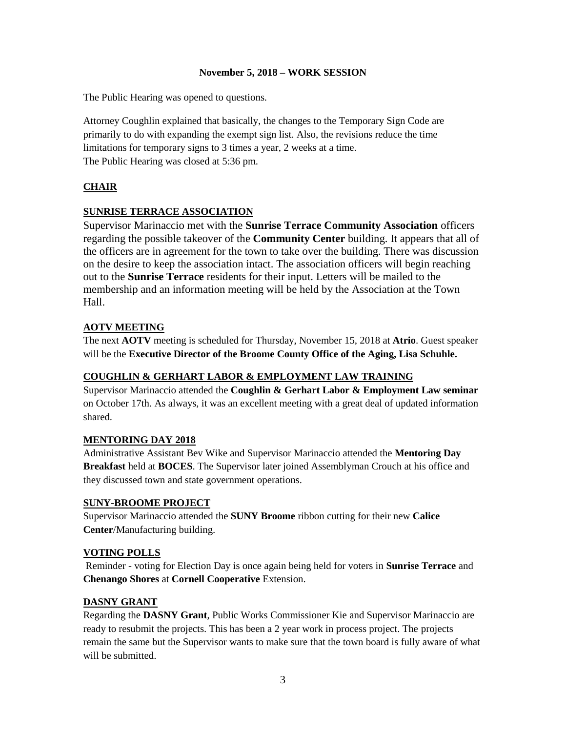**November 5, 2018 – WORK SESSION**

The Public Hearing was opened to questions.

Attorney Coughlin explained that basically, the changes to the Temporary Sign Code are primarily to do with expanding the exempt sign list. Also, the revisions reduce the time limitations for temporary signs to 3 times a year, 2 weeks at a time.
The Public Hearing was closed at 5:36 pm.

## CHAIR

### SUNRISE TERRACE ASSOCIATION

Supervisor Marinaccio met with the **Sunrise Terrace Community Association** officers regarding the possible takeover of the **Community Center** building. It appears that all of the officers are in agreement for the town to take over the building. There was discussion on the desire to keep the association intact. The association officers will begin reaching out to the **Sunrise Terrace** residents for their input. Letters will be mailed to the membership and an information meeting will be held by the Association at the Town Hall.

### AOTV MEETING

The next **AOTV** meeting is scheduled for Thursday, November 15, 2018 at **Atrio**. Guest speaker will be the **Executive Director of the Broome County Office of the Aging, Lisa Schuhle.**

### COUGHLIN & GERHART LABOR & EMPLOYMENT LAW TRAINING

Supervisor Marinaccio attended the **Coughlin & Gerhart Labor & Employment Law seminar** on October 17th. As always, it was an excellent meeting with a great deal of updated information shared.

### MENTORING DAY 2018

Administrative Assistant Bev Wike and Supervisor Marinaccio attended the **Mentoring Day Breakfast** held at **BOCES**. The Supervisor later joined Assemblyman Crouch at his office and they discussed town and state government operations.

### SUNY-BROOME PROJECT

Supervisor Marinaccio attended the **SUNY Broome** ribbon cutting for their new **Calice Center**/Manufacturing building.

### VOTING POLLS

Reminder - voting for Election Day is once again being held for voters in **Sunrise Terrace** and **Chenango Shores** at **Cornell Cooperative** Extension.

### DASNY GRANT

Regarding the **DASNY Grant**, Public Works Commissioner Kie and Supervisor Marinaccio are ready to resubmit the projects. This has been a 2 year work in process project. The projects remain the same but the Supervisor wants to make sure that the town board is fully aware of what will be submitted.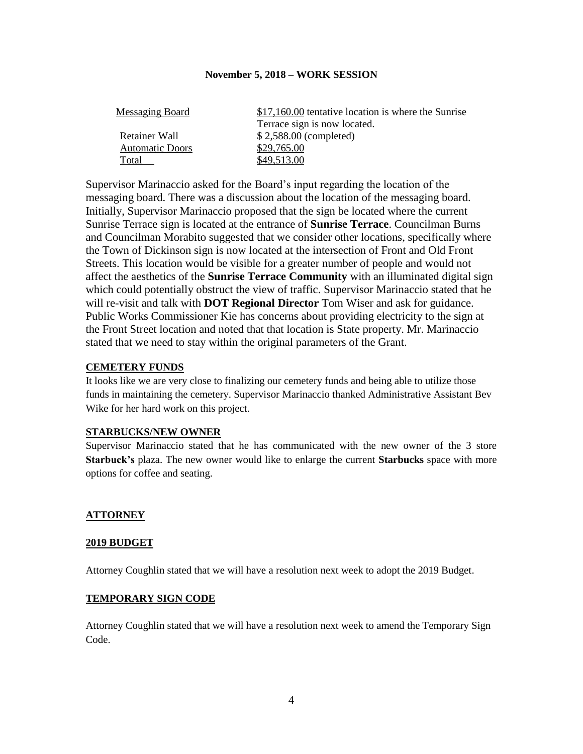**November 5, 2018 – WORK SESSION**

| | |
|---|---|
| Messaging Board | $17,160.00 tentative location is where the Sunrise Terrace sign is now located. |
| Retainer Wall | $ 2,588.00 (completed) |
| Automatic Doors | $29,765.00 |
| Total | $49,513.00 |

Supervisor Marinaccio asked for the Board's input regarding the location of the messaging board. There was a discussion about the location of the messaging board. Initially, Supervisor Marinaccio proposed that the sign be located where the current Sunrise Terrace sign is located at the entrance of **Sunrise Terrace**. Councilman Burns and Councilman Morabito suggested that we consider other locations, specifically where the Town of Dickinson sign is now located at the intersection of Front and Old Front Streets. This location would be visible for a greater number of people and would not affect the aesthetics of the **Sunrise Terrace Community** with an illuminated digital sign which could potentially obstruct the view of traffic. Supervisor Marinaccio stated that he will re-visit and talk with **DOT Regional Director** Tom Wiser and ask for guidance. Public Works Commissioner Kie has concerns about providing electricity to the sign at the Front Street location and noted that that location is State property. Mr. Marinaccio stated that we need to stay within the original parameters of the Grant.

**CEMETERY FUNDS**

It looks like we are very close to finalizing our cemetery funds and being able to utilize those funds in maintaining the cemetery. Supervisor Marinaccio thanked Administrative Assistant Bev Wike for her hard work on this project.

**STARBUCKS/NEW OWNER**

Supervisor Marinaccio stated that he has communicated with the new owner of the 3 store **Starbuck's** plaza. The new owner would like to enlarge the current **Starbucks** space with more options for coffee and seating.

**ATTORNEY**

**2019 BUDGET**

Attorney Coughlin stated that we will have a resolution next week to adopt the 2019 Budget.

**TEMPORARY SIGN CODE**

Attorney Coughlin stated that we will have a resolution next week to amend the Temporary Sign Code.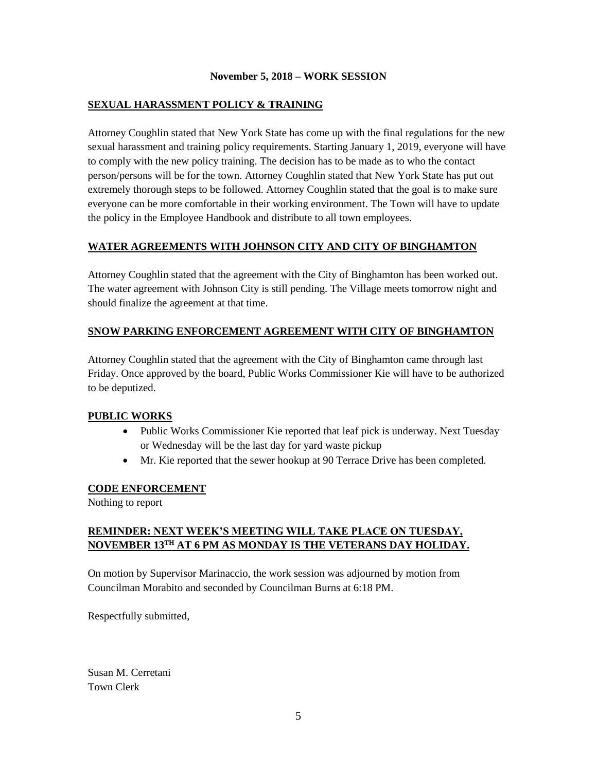**November 5, 2018 – WORK SESSION**

**SEXUAL HARASSMENT POLICY & TRAINING**

Attorney Coughlin stated that New York State has come up with the final regulations for the new sexual harassment and training policy requirements. Starting January 1, 2019, everyone will have to comply with the new policy training. The decision has to be made as to who the contact person/persons will be for the town. Attorney Coughlin stated that New York State has put out extremely thorough steps to be followed. Attorney Coughlin stated that the goal is to make sure everyone can be more comfortable in their working environment. The Town will have to update the policy in the Employee Handbook and distribute to all town employees.

**WATER AGREEMENTS WITH JOHNSON CITY AND CITY OF BINGHAMTON**

Attorney Coughlin stated that the agreement with the City of Binghamton has been worked out. The water agreement with Johnson City is still pending. The Village meets tomorrow night and should finalize the agreement at that time.

**SNOW PARKING ENFORCEMENT AGREEMENT WITH CITY OF BINGHAMTON**

Attorney Coughlin stated that the agreement with the City of Binghamton came through last Friday. Once approved by the board, Public Works Commissioner Kie will have to be authorized to be deputized.

**PUBLIC WORKS**

- Public Works Commissioner Kie reported that leaf pick is underway. Next Tuesday or Wednesday will be the last day for yard waste pickup
- Mr. Kie reported that the sewer hookup at 90 Terrace Drive has been completed.

**CODE ENFORCEMENT**

Nothing to report

**REMINDER: NEXT WEEK'S MEETING WILL TAKE PLACE ON TUESDAY, NOVEMBER 13TH AT 6 PM AS MONDAY IS THE VETERANS DAY HOLIDAY.**

On motion by Supervisor Marinaccio, the work session was adjourned by motion from Councilman Morabito and seconded by Councilman Burns at 6:18 PM.

Respectfully submitted,

Susan M. Cerretani
Town Clerk